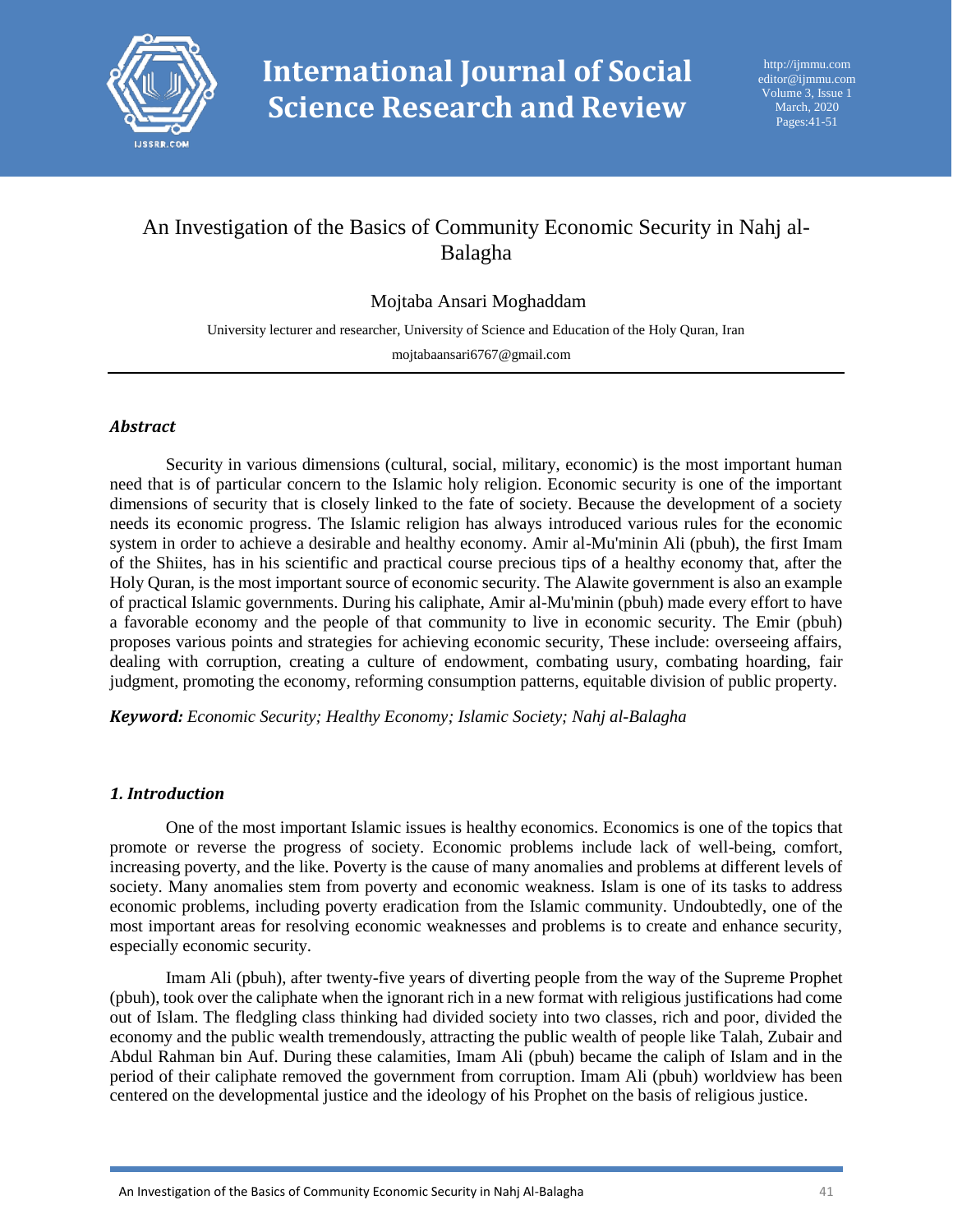# An Investigation of the Basics of Community Economic Security in Nahj al-Balagha

Mojtaba Ansari Moghaddam

University lecturer and researcher, University of Science and Education of the Holy Quran, Iran

mojtabaansari6767@gmail.com

---

### *Abstract*

Security in various dimensions (cultural, social, military, economic) is the most important human need that is of particular concern to the Islamic holy religion. Economic security is one of the important dimensions of security that is closely linked to the fate of society. Because the development of a society needs its economic progress. The Islamic religion has always introduced various rules for the economic system in order to achieve a desirable and healthy economy. Amir al-Mu'minin Ali (pbuh), the first Imam of the Shiites, has in his scientific and practical course precious tips of a healthy economy that, after the Holy Quran, is the most important source of economic security. The Alawite government is also an example of practical Islamic governments. During his caliphate, Amir al-Mu'minin (pbuh) made every effort to have a favorable economy and the people of that community to live in economic security. The Emir (pbuh) proposes various points and strategies for achieving economic security, These include: overseeing affairs, dealing with corruption, creating a culture of endowment, combating usury, combating hoarding, fair judgment, promoting the economy, reforming consumption patterns, equitable division of public property.

***Keyword:*** *Economic Security; Healthy Economy; Islamic Society; Nahj al-Balagha*

### *1. Introduction*

One of the most important Islamic issues is healthy economics. Economics is one of the topics that promote or reverse the progress of society. Economic problems include lack of well-being, comfort, increasing poverty, and the like. Poverty is the cause of many anomalies and problems at different levels of society. Many anomalies stem from poverty and economic weakness. Islam is one of its tasks to address economic problems, including poverty eradication from the Islamic community. Undoubtedly, one of the most important areas for resolving economic weaknesses and problems is to create and enhance security, especially economic security.

Imam Ali (pbuh), after twenty-five years of diverting people from the way of the Supreme Prophet (pbuh), took over the caliphate when the ignorant rich in a new format with religious justifications had come out of Islam. The fledgling class thinking had divided society into two classes, rich and poor, divided the economy and the public wealth tremendously, attracting the public wealth of people like Talah, Zubair and Abdul Rahman bin Auf. During these calamities, Imam Ali (pbuh) became the caliph of Islam and in the period of their caliphate removed the government from corruption. Imam Ali (pbuh) worldview has been centered on the developmental justice and the ideology of his Prophet on the basis of religious justice.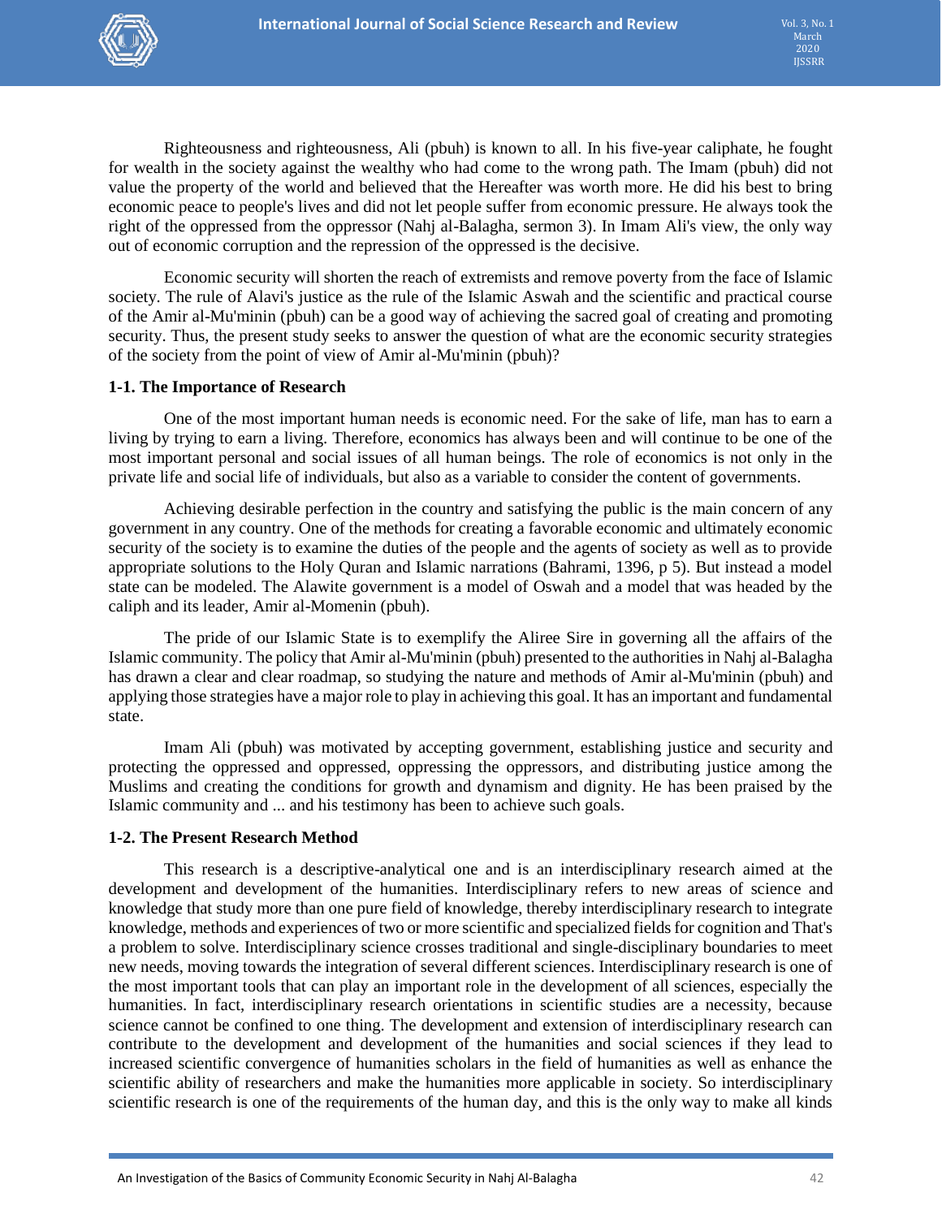Righteousness and righteousness, Ali (pbuh) is known to all. In his five-year caliphate, he fought for wealth in the society against the wealthy who had come to the wrong path. The Imam (pbuh) did not value the property of the world and believed that the Hereafter was worth more. He did his best to bring economic peace to people's lives and did not let people suffer from economic pressure. He always took the right of the oppressed from the oppressor (Nahj al-Balagha, sermon 3). In Imam Ali's view, the only way out of economic corruption and the repression of the oppressed is the decisive.

Economic security will shorten the reach of extremists and remove poverty from the face of Islamic society. The rule of Alavi's justice as the rule of the Islamic Aswah and the scientific and practical course of the Amir al-Mu'minin (pbuh) can be a good way of achieving the sacred goal of creating and promoting security. Thus, the present study seeks to answer the question of what are the economic security strategies of the society from the point of view of Amir al-Mu'minin (pbuh)?

### 1-1. The Importance of Research

One of the most important human needs is economic need. For the sake of life, man has to earn a living by trying to earn a living. Therefore, economics has always been and will continue to be one of the most important personal and social issues of all human beings. The role of economics is not only in the private life and social life of individuals, but also as a variable to consider the content of governments.

Achieving desirable perfection in the country and satisfying the public is the main concern of any government in any country. One of the methods for creating a favorable economic and ultimately economic security of the society is to examine the duties of the people and the agents of society as well as to provide appropriate solutions to the Holy Quran and Islamic narrations (Bahrami, 1396, p 5). But instead a model state can be modeled. The Alawite government is a model of Oswah and a model that was headed by the caliph and its leader, Amir al-Momenin (pbuh).

The pride of our Islamic State is to exemplify the Aliree Sire in governing all the affairs of the Islamic community. The policy that Amir al-Mu'minin (pbuh) presented to the authorities in Nahj al-Balagha has drawn a clear and clear roadmap, so studying the nature and methods of Amir al-Mu'minin (pbuh) and applying those strategies have a major role to play in achieving this goal. It has an important and fundamental state.

Imam Ali (pbuh) was motivated by accepting government, establishing justice and security and protecting the oppressed and oppressed, oppressing the oppressors, and distributing justice among the Muslims and creating the conditions for growth and dynamism and dignity. He has been praised by the Islamic community and ... and his testimony has been to achieve such goals.

### 1-2. The Present Research Method

This research is a descriptive-analytical one and is an interdisciplinary research aimed at the development and development of the humanities. Interdisciplinary refers to new areas of science and knowledge that study more than one pure field of knowledge, thereby interdisciplinary research to integrate knowledge, methods and experiences of two or more scientific and specialized fields for cognition and That's a problem to solve. Interdisciplinary science crosses traditional and single-disciplinary boundaries to meet new needs, moving towards the integration of several different sciences. Interdisciplinary research is one of the most important tools that can play an important role in the development of all sciences, especially the humanities. In fact, interdisciplinary research orientations in scientific studies are a necessity, because science cannot be confined to one thing. The development and extension of interdisciplinary research can contribute to the development and development of the humanities and social sciences if they lead to increased scientific convergence of humanities scholars in the field of humanities as well as enhance the scientific ability of researchers and make the humanities more applicable in society. So interdisciplinary scientific research is one of the requirements of the human day, and this is the only way to make all kinds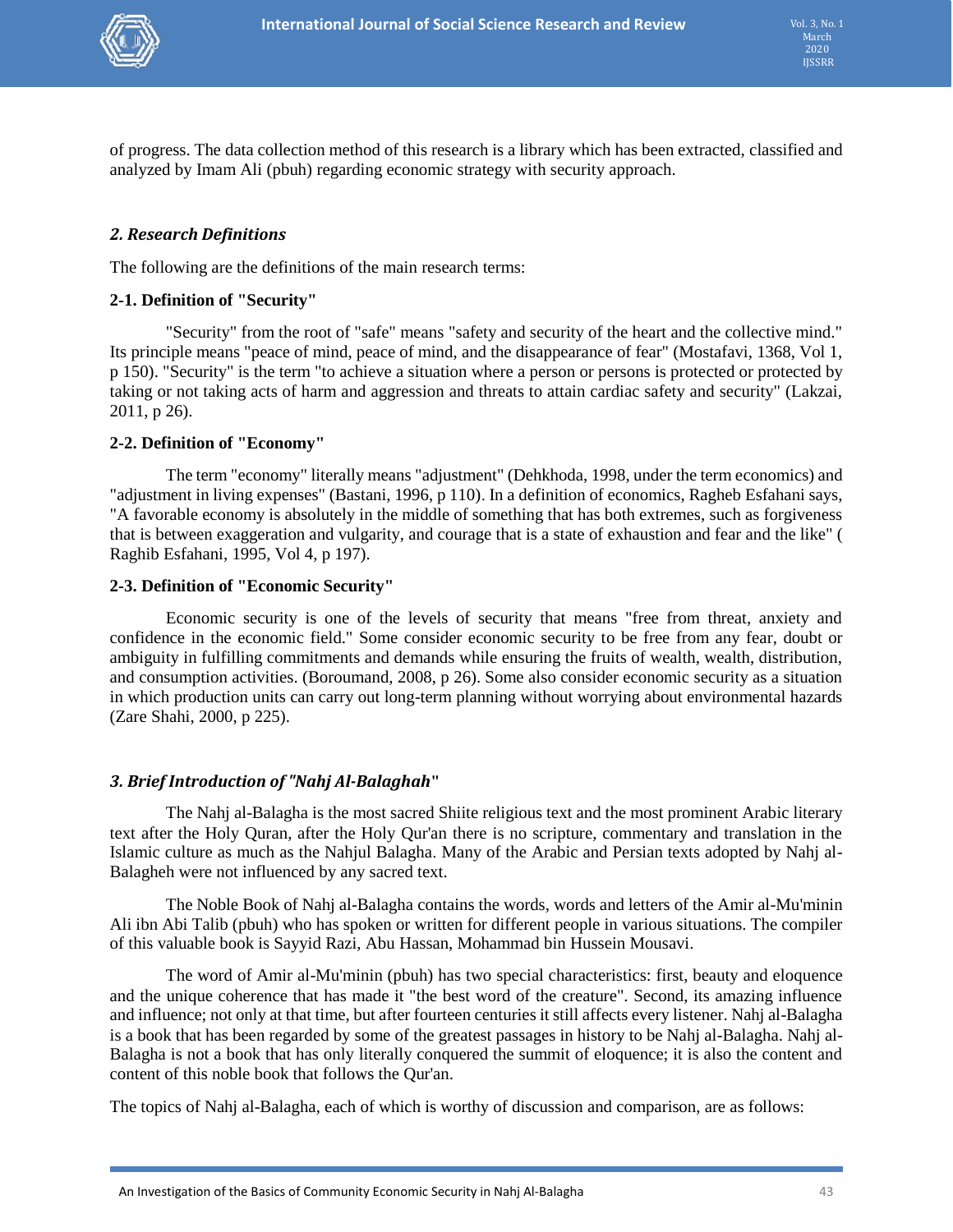of progress. The data collection method of this research is a library which has been extracted, classified and analyzed by Imam Ali (pbuh) regarding economic strategy with security approach.

## *2. Research Definitions*

The following are the definitions of the main research terms:

### 2-1. Definition of "Security"

"Security" from the root of "safe" means "safety and security of the heart and the collective mind." Its principle means "peace of mind, peace of mind, and the disappearance of fear" (Mostafavi, 1368, Vol 1, p 150). "Security" is the term "to achieve a situation where a person or persons is protected or protected by taking or not taking acts of harm and aggression and threats to attain cardiac safety and security" (Lakzai, 2011, p 26).

### 2-2. Definition of "Economy"

The term "economy" literally means "adjustment" (Dehkhoda, 1998, under the term economics) and "adjustment in living expenses" (Bastani, 1996, p 110). In a definition of economics, Ragheb Esfahani says, "A favorable economy is absolutely in the middle of something that has both extremes, such as forgiveness that is between exaggeration and vulgarity, and courage that is a state of exhaustion and fear and the like" ( Raghib Esfahani, 1995, Vol 4, p 197).

### 2-3. Definition of "Economic Security"

Economic security is one of the levels of security that means "free from threat, anxiety and confidence in the economic field." Some consider economic security to be free from any fear, doubt or ambiguity in fulfilling commitments and demands while ensuring the fruits of wealth, wealth, distribution, and consumption activities. (Boroumand, 2008, p 26). Some also consider economic security as a situation in which production units can carry out long-term planning without worrying about environmental hazards (Zare Shahi, 2000, p 225).

## *3. Brief Introduction of "Nahj Al-Balaghah*"

The Nahj al-Balagha is the most sacred Shiite religious text and the most prominent Arabic literary text after the Holy Quran, after the Holy Qur'an there is no scripture, commentary and translation in the Islamic culture as much as the Nahjul Balagha. Many of the Arabic and Persian texts adopted by Nahj al-Balagheh were not influenced by any sacred text.

The Noble Book of Nahj al-Balagha contains the words, words and letters of the Amir al-Mu'minin Ali ibn Abi Talib (pbuh) who has spoken or written for different people in various situations. The compiler of this valuable book is Sayyid Razi, Abu Hassan, Mohammad bin Hussein Mousavi.

The word of Amir al-Mu'minin (pbuh) has two special characteristics: first, beauty and eloquence and the unique coherence that has made it "the best word of the creature". Second, its amazing influence and influence; not only at that time, but after fourteen centuries it still affects every listener. Nahj al-Balagha is a book that has been regarded by some of the greatest passages in history to be Nahj al-Balagha. Nahj al-Balagha is not a book that has only literally conquered the summit of eloquence; it is also the content and content of this noble book that follows the Qur'an.

The topics of Nahj al-Balagha, each of which is worthy of discussion and comparison, are as follows: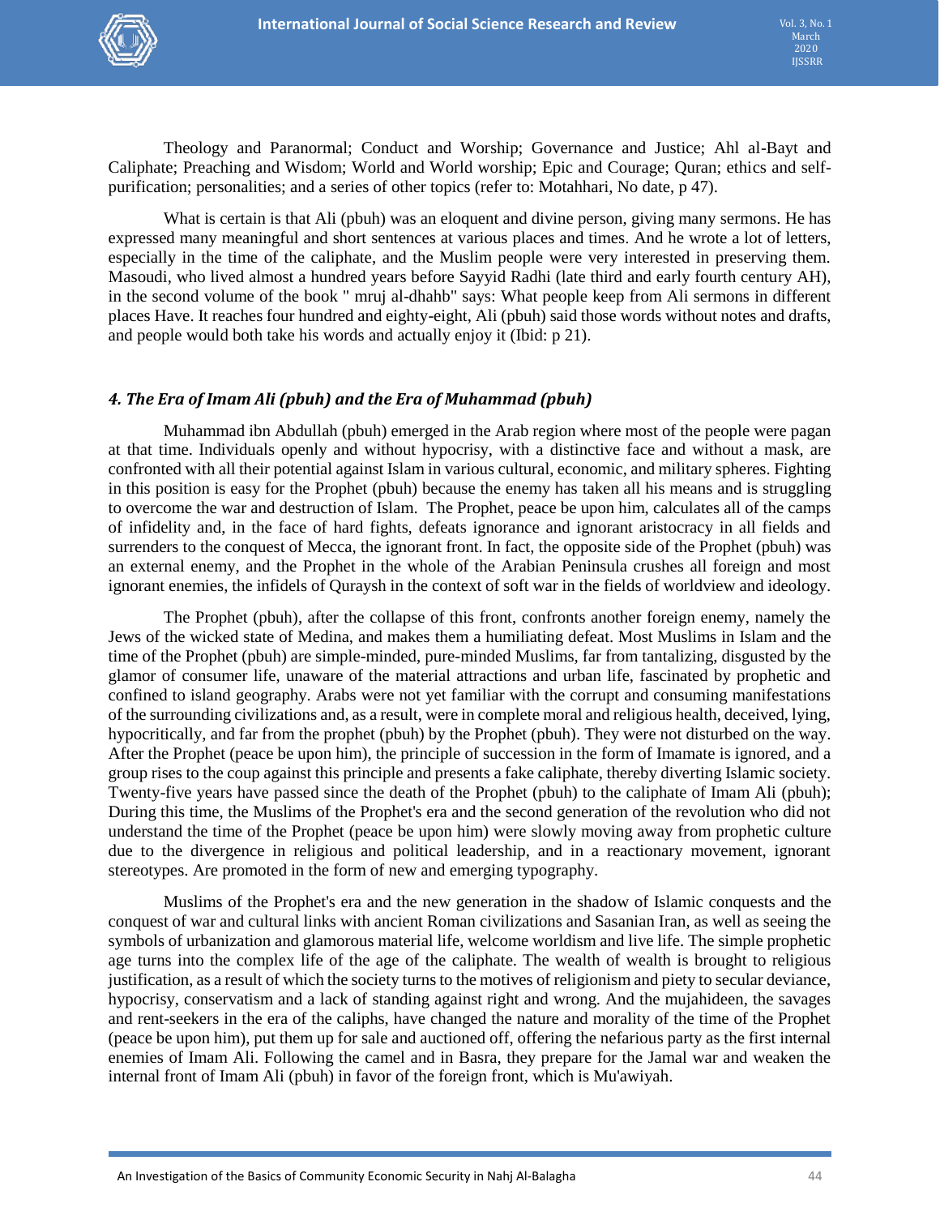Theology and Paranormal; Conduct and Worship; Governance and Justice; Ahl al-Bayt and Caliphate; Preaching and Wisdom; World and World worship; Epic and Courage; Quran; ethics and self-purification; personalities; and a series of other topics (refer to: Motahhari, No date, p 47).

What is certain is that Ali (pbuh) was an eloquent and divine person, giving many sermons. He has expressed many meaningful and short sentences at various places and times. And he wrote a lot of letters, especially in the time of the caliphate, and the Muslim people were very interested in preserving them. Masoudi, who lived almost a hundred years before Sayyid Radhi (late third and early fourth century AH), in the second volume of the book " mruj al-dhahb" says: What people keep from Ali sermons in different places Have. It reaches four hundred and eighty-eight, Ali (pbuh) said those words without notes and drafts, and people would both take his words and actually enjoy it (Ibid: p 21).

### *4. The Era of Imam Ali (pbuh) and the Era of Muhammad (pbuh)*

Muhammad ibn Abdullah (pbuh) emerged in the Arab region where most of the people were pagan at that time. Individuals openly and without hypocrisy, with a distinctive face and without a mask, are confronted with all their potential against Islam in various cultural, economic, and military spheres. Fighting in this position is easy for the Prophet (pbuh) because the enemy has taken all his means and is struggling to overcome the war and destruction of Islam. The Prophet, peace be upon him, calculates all of the camps of infidelity and, in the face of hard fights, defeats ignorance and ignorant aristocracy in all fields and surrenders to the conquest of Mecca, the ignorant front. In fact, the opposite side of the Prophet (pbuh) was an external enemy, and the Prophet in the whole of the Arabian Peninsula crushes all foreign and most ignorant enemies, the infidels of Quraysh in the context of soft war in the fields of worldview and ideology.

The Prophet (pbuh), after the collapse of this front, confronts another foreign enemy, namely the Jews of the wicked state of Medina, and makes them a humiliating defeat. Most Muslims in Islam and the time of the Prophet (pbuh) are simple-minded, pure-minded Muslims, far from tantalizing, disgusted by the glamor of consumer life, unaware of the material attractions and urban life, fascinated by prophetic and confined to island geography. Arabs were not yet familiar with the corrupt and consuming manifestations of the surrounding civilizations and, as a result, were in complete moral and religious health, deceived, lying, hypocritically, and far from the prophet (pbuh) by the Prophet (pbuh). They were not disturbed on the way. After the Prophet (peace be upon him), the principle of succession in the form of Imamate is ignored, and a group rises to the coup against this principle and presents a fake caliphate, thereby diverting Islamic society. Twenty-five years have passed since the death of the Prophet (pbuh) to the caliphate of Imam Ali (pbuh); During this time, the Muslims of the Prophet's era and the second generation of the revolution who did not understand the time of the Prophet (peace be upon him) were slowly moving away from prophetic culture due to the divergence in religious and political leadership, and in a reactionary movement, ignorant stereotypes. Are promoted in the form of new and emerging typography.

Muslims of the Prophet's era and the new generation in the shadow of Islamic conquests and the conquest of war and cultural links with ancient Roman civilizations and Sasanian Iran, as well as seeing the symbols of urbanization and glamorous material life, welcome worldism and live life. The simple prophetic age turns into the complex life of the age of the caliphate. The wealth of wealth is brought to religious justification, as a result of which the society turns to the motives of religionism and piety to secular deviance, hypocrisy, conservatism and a lack of standing against right and wrong. And the mujahideen, the savages and rent-seekers in the era of the caliphs, have changed the nature and morality of the time of the Prophet (peace be upon him), put them up for sale and auctioned off, offering the nefarious party as the first internal enemies of Imam Ali. Following the camel and in Basra, they prepare for the Jamal war and weaken the internal front of Imam Ali (pbuh) in favor of the foreign front, which is Mu'awiyah.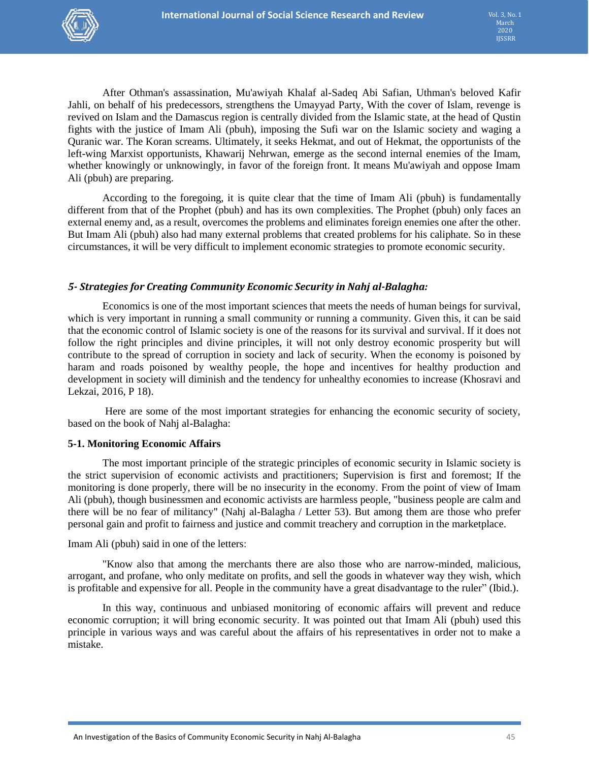After Othman's assassination, Mu'awiyah Khalaf al-Sadeq Abi Safian, Uthman's beloved Kafir Jahli, on behalf of his predecessors, strengthens the Umayyad Party, With the cover of Islam, revenge is revived on Islam and the Damascus region is centrally divided from the Islamic state, at the head of Qustin fights with the justice of Imam Ali (pbuh), imposing the Sufi war on the Islamic society and waging a Quranic war. The Koran screams. Ultimately, it seeks Hekmat, and out of Hekmat, the opportunists of the left-wing Marxist opportunists, Khawarij Nehrwan, emerge as the second internal enemies of the Imam, whether knowingly or unknowingly, in favor of the foreign front. It means Mu'awiyah and oppose Imam Ali (pbuh) are preparing.

According to the foregoing, it is quite clear that the time of Imam Ali (pbuh) is fundamentally different from that of the Prophet (pbuh) and has its own complexities. The Prophet (pbuh) only faces an external enemy and, as a result, overcomes the problems and eliminates foreign enemies one after the other. But Imam Ali (pbuh) also had many external problems that created problems for his caliphate. So in these circumstances, it will be very difficult to implement economic strategies to promote economic security.

## *5- Strategies for Creating Community Economic Security in Nahj al-Balagha:*

Economics is one of the most important sciences that meets the needs of human beings for survival, which is very important in running a small community or running a community. Given this, it can be said that the economic control of Islamic society is one of the reasons for its survival and survival. If it does not follow the right principles and divine principles, it will not only destroy economic prosperity but will contribute to the spread of corruption in society and lack of security. When the economy is poisoned by haram and roads poisoned by wealthy people, the hope and incentives for healthy production and development in society will diminish and the tendency for unhealthy economies to increase (Khosravi and Lekzai, 2016, P 18).

Here are some of the most important strategies for enhancing the economic security of society, based on the book of Nahj al-Balagha:

### 5-1. Monitoring Economic Affairs

The most important principle of the strategic principles of economic security in Islamic society is the strict supervision of economic activists and practitioners; Supervision is first and foremost; If the monitoring is done properly, there will be no insecurity in the economy. From the point of view of Imam Ali (pbuh), though businessmen and economic activists are harmless people, "business people are calm and there will be no fear of militancy" (Nahj al-Balagha / Letter 53). But among them are those who prefer personal gain and profit to fairness and justice and commit treachery and corruption in the marketplace.

Imam Ali (pbuh) said in one of the letters:

"Know also that among the merchants there are also those who are narrow-minded, malicious, arrogant, and profane, who only meditate on profits, and sell the goods in whatever way they wish, which is profitable and expensive for all. People in the community have a great disadvantage to the ruler" (Ibid.).

In this way, continuous and unbiased monitoring of economic affairs will prevent and reduce economic corruption; it will bring economic security. It was pointed out that Imam Ali (pbuh) used this principle in various ways and was careful about the affairs of his representatives in order not to make a mistake.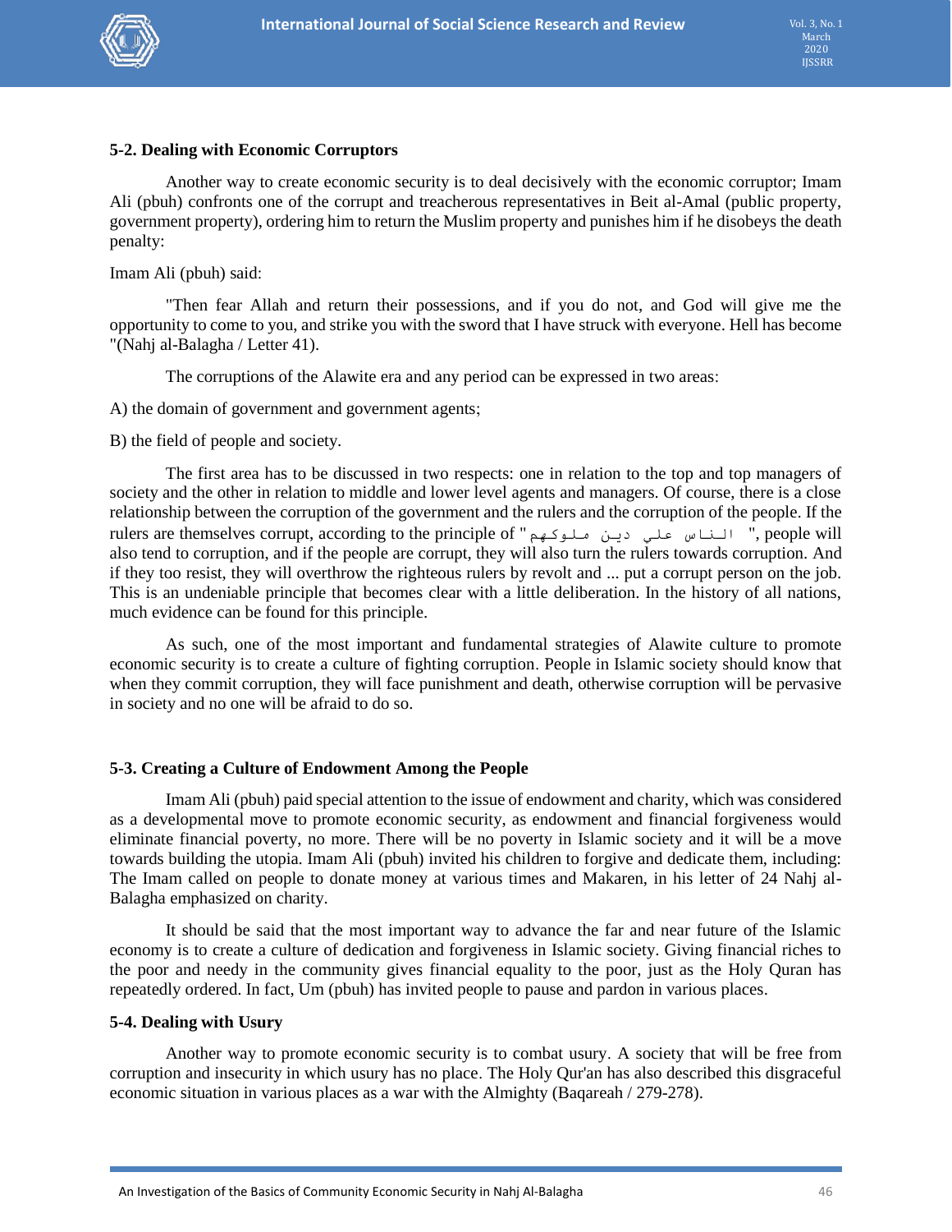### 5-2. Dealing with Economic Corruptors

Another way to create economic security is to deal decisively with the economic corruptor; Imam Ali (pbuh) confronts one of the corrupt and treacherous representatives in Beit al-Amal (public property, government property), ordering him to return the Muslim property and punishes him if he disobeys the death penalty:

Imam Ali (pbuh) said:

"Then fear Allah and return their possessions, and if you do not, and God will give me the opportunity to come to you, and strike you with the sword that I have struck with everyone. Hell has become "(Nahj al-Balagha / Letter 41).

The corruptions of the Alawite era and any period can be expressed in two areas:

A) the domain of government and government agents;

B) the field of people and society.

The first area has to be discussed in two respects: one in relation to the top and top managers of society and the other in relation to middle and lower level agents and managers. Of course, there is a close relationship between the corruption of the government and the rulers and the corruption of the people. If the rulers are themselves corrupt, according to the principle of "الناس علي دين ملوكهم ", people will also tend to corruption, and if the people are corrupt, they will also turn the rulers towards corruption. And if they too resist, they will overthrow the righteous rulers by revolt and ... put a corrupt person on the job. This is an undeniable principle that becomes clear with a little deliberation. In the history of all nations, much evidence can be found for this principle.

As such, one of the most important and fundamental strategies of Alawite culture to promote economic security is to create a culture of fighting corruption. People in Islamic society should know that when they commit corruption, they will face punishment and death, otherwise corruption will be pervasive in society and no one will be afraid to do so.

### 5-3. Creating a Culture of Endowment Among the People

Imam Ali (pbuh) paid special attention to the issue of endowment and charity, which was considered as a developmental move to promote economic security, as endowment and financial forgiveness would eliminate financial poverty, no more. There will be no poverty in Islamic society and it will be a move towards building the utopia. Imam Ali (pbuh) invited his children to forgive and dedicate them, including: The Imam called on people to donate money at various times and Makaren, in his letter of 24 Nahj al-Balagha emphasized on charity.

It should be said that the most important way to advance the far and near future of the Islamic economy is to create a culture of dedication and forgiveness in Islamic society. Giving financial riches to the poor and needy in the community gives financial equality to the poor, just as the Holy Quran has repeatedly ordered. In fact, Um (pbuh) has invited people to pause and pardon in various places.

### 5-4. Dealing with Usury

Another way to promote economic security is to combat usury. A society that will be free from corruption and insecurity in which usury has no place. The Holy Qur'an has also described this disgraceful economic situation in various places as a war with the Almighty (Baqareah / 279-278).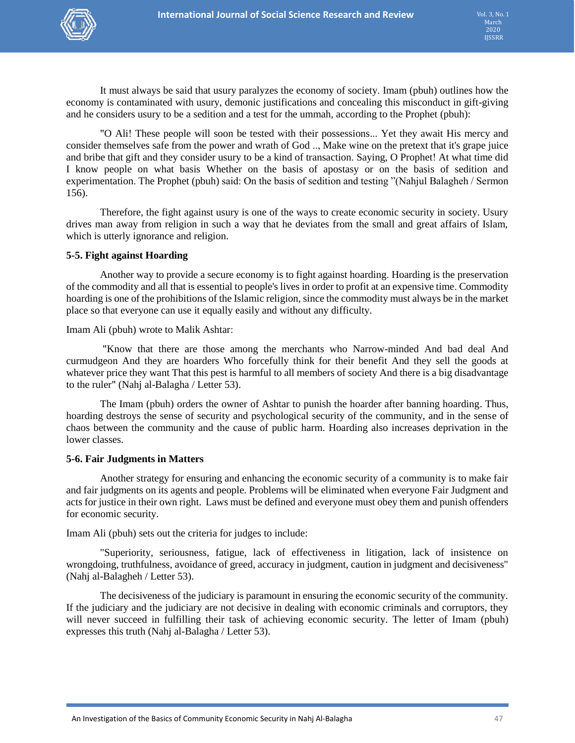It must always be said that usury paralyzes the economy of society. Imam (pbuh) outlines how the economy is contaminated with usury, demonic justifications and concealing this misconduct in gift-giving and he considers usury to be a sedition and a test for the ummah, according to the Prophet (pbuh):

"O Ali! These people will soon be tested with their possessions... Yet they await His mercy and consider themselves safe from the power and wrath of God .., Make wine on the pretext that it's grape juice and bribe that gift and they consider usury to be a kind of transaction. Saying, O Prophet! At what time did I know people on what basis Whether on the basis of apostasy or on the basis of sedition and experimentation. The Prophet (pbuh) said: On the basis of sedition and testing "(Nahjul Balagheh / Sermon 156).

Therefore, the fight against usury is one of the ways to create economic security in society. Usury drives man away from religion in such a way that he deviates from the small and great affairs of Islam, which is utterly ignorance and religion.

### 5-5. Fight against Hoarding

Another way to provide a secure economy is to fight against hoarding. Hoarding is the preservation of the commodity and all that is essential to people's lives in order to profit at an expensive time. Commodity hoarding is one of the prohibitions of the Islamic religion, since the commodity must always be in the market place so that everyone can use it equally easily and without any difficulty.

Imam Ali (pbuh) wrote to Malik Ashtar:

"Know that there are those among the merchants who Narrow-minded And bad deal And curmudgeon And they are hoarders Who forcefully think for their benefit And they sell the goods at whatever price they want That this pest is harmful to all members of society And there is a big disadvantage to the ruler" (Nahj al-Balagha / Letter 53).

The Imam (pbuh) orders the owner of Ashtar to punish the hoarder after banning hoarding. Thus, hoarding destroys the sense of security and psychological security of the community, and in the sense of chaos between the community and the cause of public harm. Hoarding also increases deprivation in the lower classes.

### 5-6. Fair Judgments in Matters

Another strategy for ensuring and enhancing the economic security of a community is to make fair and fair judgments on its agents and people. Problems will be eliminated when everyone Fair Judgment and acts for justice in their own right. Laws must be defined and everyone must obey them and punish offenders for economic security.

Imam Ali (pbuh) sets out the criteria for judges to include:

"Superiority, seriousness, fatigue, lack of effectiveness in litigation, lack of insistence on wrongdoing, truthfulness, avoidance of greed, accuracy in judgment, caution in judgment and decisiveness" (Nahj al-Balagheh / Letter 53).

The decisiveness of the judiciary is paramount in ensuring the economic security of the community. If the judiciary and the judiciary are not decisive in dealing with economic criminals and corruptors, they will never succeed in fulfilling their task of achieving economic security. The letter of Imam (pbuh) expresses this truth (Nahj al-Balagha / Letter 53).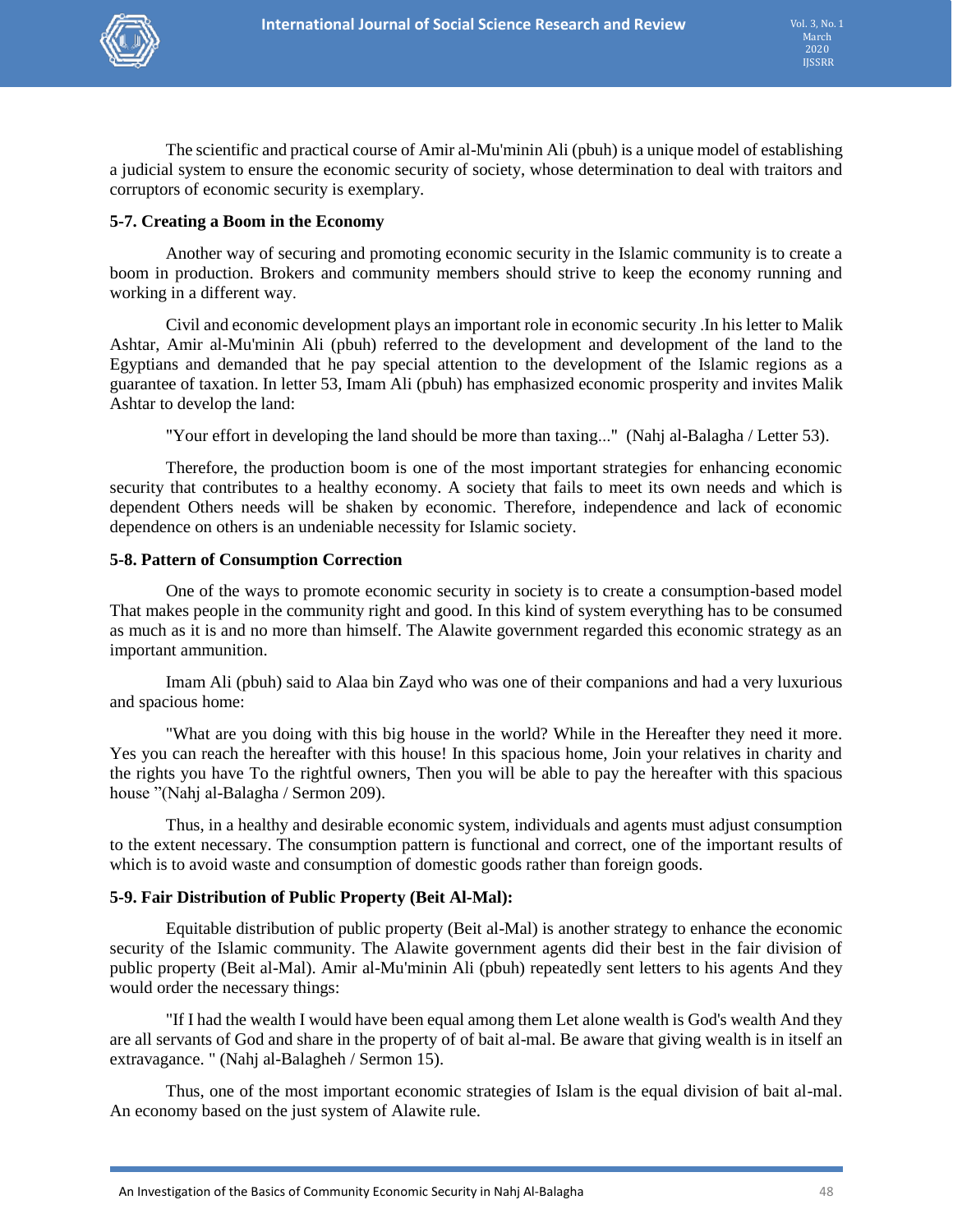The scientific and practical course of Amir al-Mu'minin Ali (pbuh) is a unique model of establishing a judicial system to ensure the economic security of society, whose determination to deal with traitors and corruptors of economic security is exemplary.

### 5-7. Creating a Boom in the Economy

Another way of securing and promoting economic security in the Islamic community is to create a boom in production. Brokers and community members should strive to keep the economy running and working in a different way.

Civil and economic development plays an important role in economic security .In his letter to Malik Ashtar, Amir al-Mu'minin Ali (pbuh) referred to the development and development of the land to the Egyptians and demanded that he pay special attention to the development of the Islamic regions as a guarantee of taxation. In letter 53, Imam Ali (pbuh) has emphasized economic prosperity and invites Malik Ashtar to develop the land:

"Your effort in developing the land should be more than taxing..." (Nahj al-Balagha / Letter 53).

Therefore, the production boom is one of the most important strategies for enhancing economic security that contributes to a healthy economy. A society that fails to meet its own needs and which is dependent Others needs will be shaken by economic. Therefore, independence and lack of economic dependence on others is an undeniable necessity for Islamic society.

### 5-8. Pattern of Consumption Correction

One of the ways to promote economic security in society is to create a consumption-based model That makes people in the community right and good. In this kind of system everything has to be consumed as much as it is and no more than himself. The Alawite government regarded this economic strategy as an important ammunition.

Imam Ali (pbuh) said to Alaa bin Zayd who was one of their companions and had a very luxurious and spacious home:

"What are you doing with this big house in the world? While in the Hereafter they need it more. Yes you can reach the hereafter with this house! In this spacious home, Join your relatives in charity and the rights you have To the rightful owners, Then you will be able to pay the hereafter with this spacious house "(Nahj al-Balagha / Sermon 209).

Thus, in a healthy and desirable economic system, individuals and agents must adjust consumption to the extent necessary. The consumption pattern is functional and correct, one of the important results of which is to avoid waste and consumption of domestic goods rather than foreign goods.

### 5-9. Fair Distribution of Public Property (Beit Al-Mal):

Equitable distribution of public property (Beit al-Mal) is another strategy to enhance the economic security of the Islamic community. The Alawite government agents did their best in the fair division of public property (Beit al-Mal). Amir al-Mu'minin Ali (pbuh) repeatedly sent letters to his agents And they would order the necessary things:

"If I had the wealth I would have been equal among them Let alone wealth is God's wealth And they are all servants of God and share in the property of of bait al-mal. Be aware that giving wealth is in itself an extravagance. " (Nahj al-Balagheh / Sermon 15).

Thus, one of the most important economic strategies of Islam is the equal division of bait al-mal. An economy based on the just system of Alawite rule.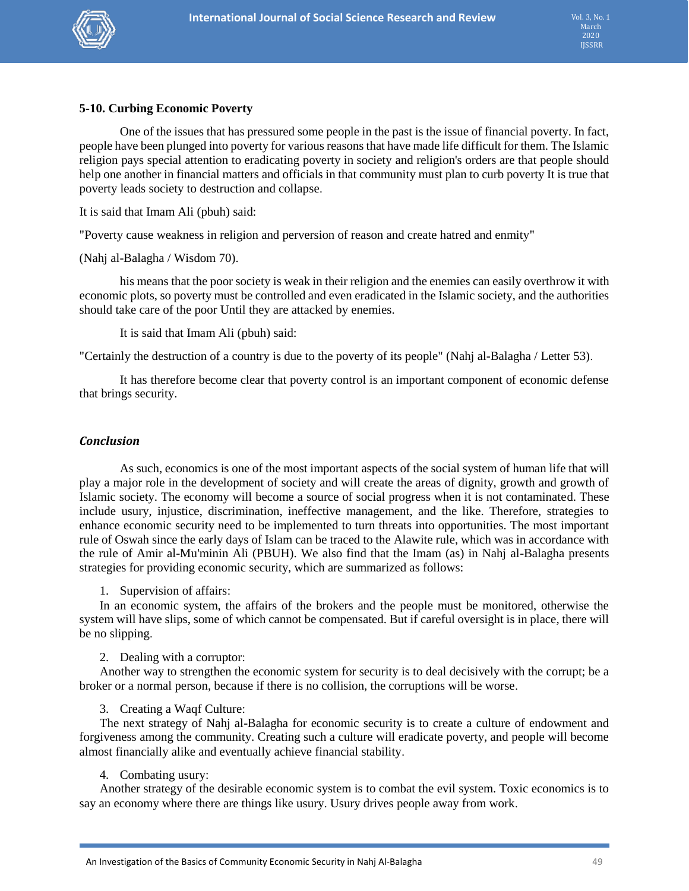### 5-10. Curbing Economic Poverty

One of the issues that has pressured some people in the past is the issue of financial poverty. In fact, people have been plunged into poverty for various reasons that have made life difficult for them. The Islamic religion pays special attention to eradicating poverty in society and religion's orders are that people should help one another in financial matters and officials in that community must plan to curb poverty It is true that poverty leads society to destruction and collapse.

It is said that Imam Ali (pbuh) said:

"Poverty cause weakness in religion and perversion of reason and create hatred and enmity"

(Nahj al-Balagha / Wisdom 70).

his means that the poor society is weak in their religion and the enemies can easily overthrow it with economic plots, so poverty must be controlled and even eradicated in the Islamic society, and the authorities should take care of the poor Until they are attacked by enemies.

It is said that Imam Ali (pbuh) said:

"Certainly the destruction of a country is due to the poverty of its people" (Nahj al-Balagha / Letter 53).

It has therefore become clear that poverty control is an important component of economic defense that brings security.

## *Conclusion*

As such, economics is one of the most important aspects of the social system of human life that will play a major role in the development of society and will create the areas of dignity, growth and growth of Islamic society. The economy will become a source of social progress when it is not contaminated. These include usury, injustice, discrimination, ineffective management, and the like. Therefore, strategies to enhance economic security need to be implemented to turn threats into opportunities. The most important rule of Oswah since the early days of Islam can be traced to the Alawite rule, which was in accordance with the rule of Amir al-Mu'minin Ali (PBUH). We also find that the Imam (as) in Nahj al-Balagha presents strategies for providing economic security, which are summarized as follows:

1. Supervision of affairs:

In an economic system, the affairs of the brokers and the people must be monitored, otherwise the system will have slips, some of which cannot be compensated. But if careful oversight is in place, there will be no slipping.

2. Dealing with a corruptor:

Another way to strengthen the economic system for security is to deal decisively with the corrupt; be a broker or a normal person, because if there is no collision, the corruptions will be worse.

3. Creating a Waqf Culture:

The next strategy of Nahj al-Balagha for economic security is to create a culture of endowment and forgiveness among the community. Creating such a culture will eradicate poverty, and people will become almost financially alike and eventually achieve financial stability.

4. Combating usury:

Another strategy of the desirable economic system is to combat the evil system. Toxic economics is to say an economy where there are things like usury. Usury drives people away from work.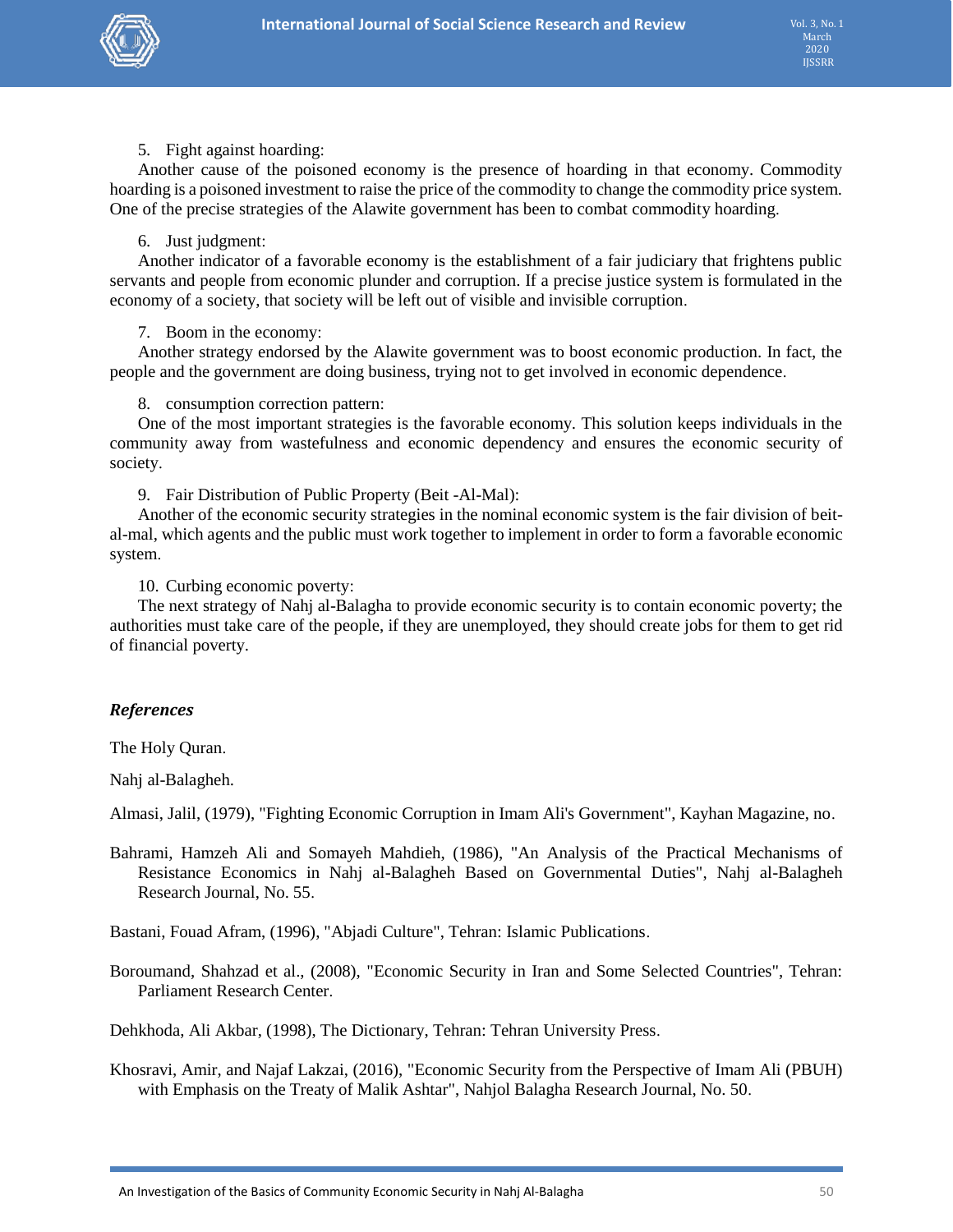5. Fight against hoarding:

Another cause of the poisoned economy is the presence of hoarding in that economy. Commodity hoarding is a poisoned investment to raise the price of the commodity to change the commodity price system. One of the precise strategies of the Alawite government has been to combat commodity hoarding.

6. Just judgment:

Another indicator of a favorable economy is the establishment of a fair judiciary that frightens public servants and people from economic plunder and corruption. If a precise justice system is formulated in the economy of a society, that society will be left out of visible and invisible corruption.

7. Boom in the economy:

Another strategy endorsed by the Alawite government was to boost economic production. In fact, the people and the government are doing business, trying not to get involved in economic dependence.

8. consumption correction pattern:

One of the most important strategies is the favorable economy. This solution keeps individuals in the community away from wastefulness and economic dependency and ensures the economic security of society.

9. Fair Distribution of Public Property (Beit -Al-Mal):

Another of the economic security strategies in the nominal economic system is the fair division of beit-al-mal, which agents and the public must work together to implement in order to form a favorable economic system.

10. Curbing economic poverty:

The next strategy of Nahj al-Balagha to provide economic security is to contain economic poverty; the authorities must take care of the people, if they are unemployed, they should create jobs for them to get rid of financial poverty.

### *References*

The Holy Quran.

Nahj al-Balagheh.

Almasi, Jalil, (1979), "Fighting Economic Corruption in Imam Ali's Government", Kayhan Magazine, no.

Bahrami, Hamzeh Ali and Somayeh Mahdieh, (1986), "An Analysis of the Practical Mechanisms of Resistance Economics in Nahj al-Balagheh Based on Governmental Duties", Nahj al-Balagheh Research Journal, No. 55.

Bastani, Fouad Afram, (1996), "Abjadi Culture", Tehran: Islamic Publications.

Boroumand, Shahzad et al., (2008), "Economic Security in Iran and Some Selected Countries", Tehran: Parliament Research Center.

Dehkhoda, Ali Akbar, (1998), The Dictionary, Tehran: Tehran University Press.

Khosravi, Amir, and Najaf Lakzai, (2016), "Economic Security from the Perspective of Imam Ali (PBUH) with Emphasis on the Treaty of Malik Ashtar", Nahjol Balagha Research Journal, No. 50.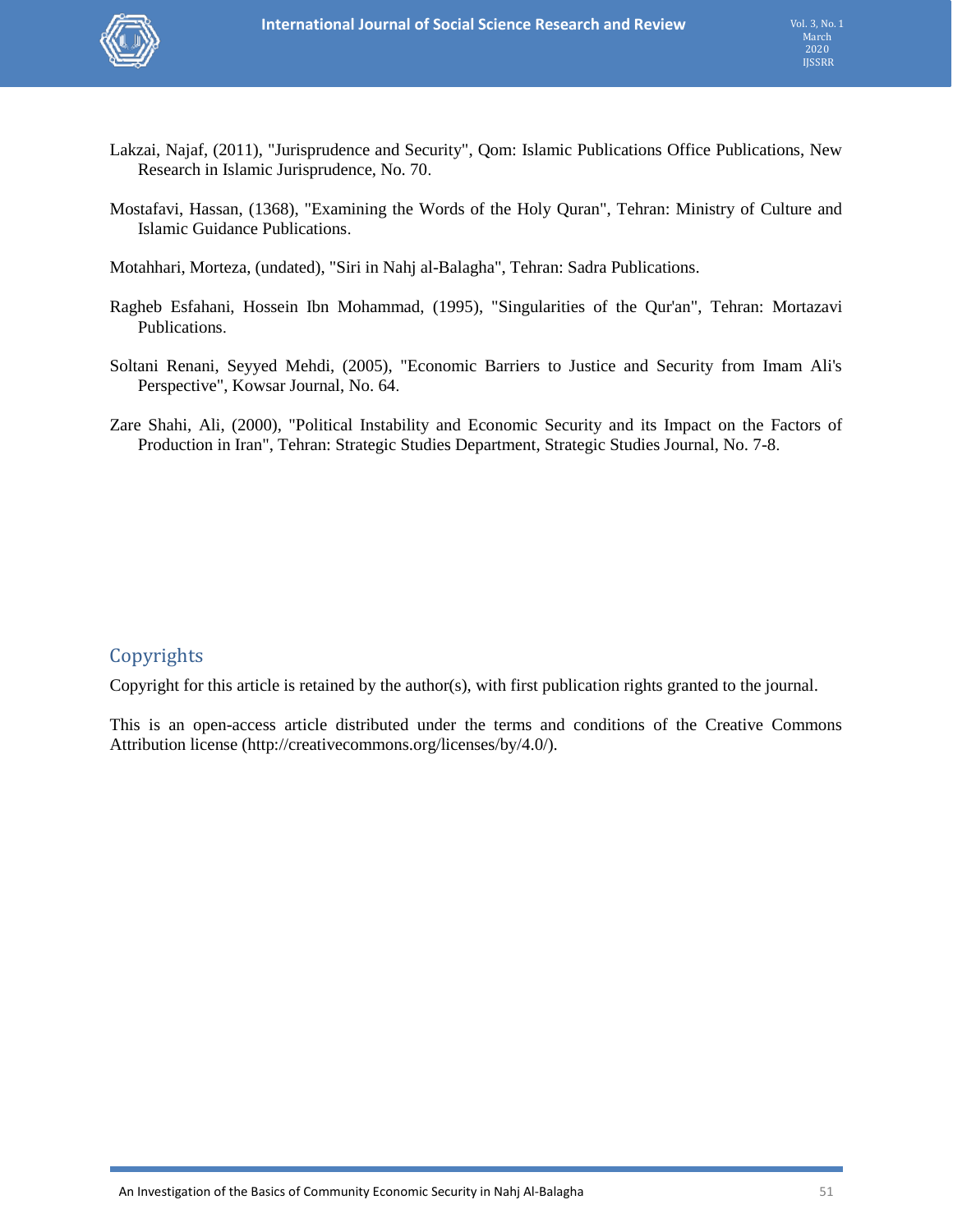Lakzai, Najaf, (2011), "Jurisprudence and Security", Qom: Islamic Publications Office Publications, New Research in Islamic Jurisprudence, No. 70.

Mostafavi, Hassan, (1368), "Examining the Words of the Holy Quran", Tehran: Ministry of Culture and Islamic Guidance Publications.

Motahhari, Morteza, (undated), "Siri in Nahj al-Balagha", Tehran: Sadra Publications.

Ragheb Esfahani, Hossein Ibn Mohammad, (1995), "Singularities of the Qur'an", Tehran: Mortazavi Publications.

Soltani Renani, Seyyed Mehdi, (2005), "Economic Barriers to Justice and Security from Imam Ali's Perspective", Kowsar Journal, No. 64.

Zare Shahi, Ali, (2000), "Political Instability and Economic Security and its Impact on the Factors of Production in Iran", Tehran: Strategic Studies Department, Strategic Studies Journal, No. 7-8.

## Copyrights

Copyright for this article is retained by the author(s), with first publication rights granted to the journal.

This is an open-access article distributed under the terms and conditions of the Creative Commons Attribution license (http://creativecommons.org/licenses/by/4.0/).